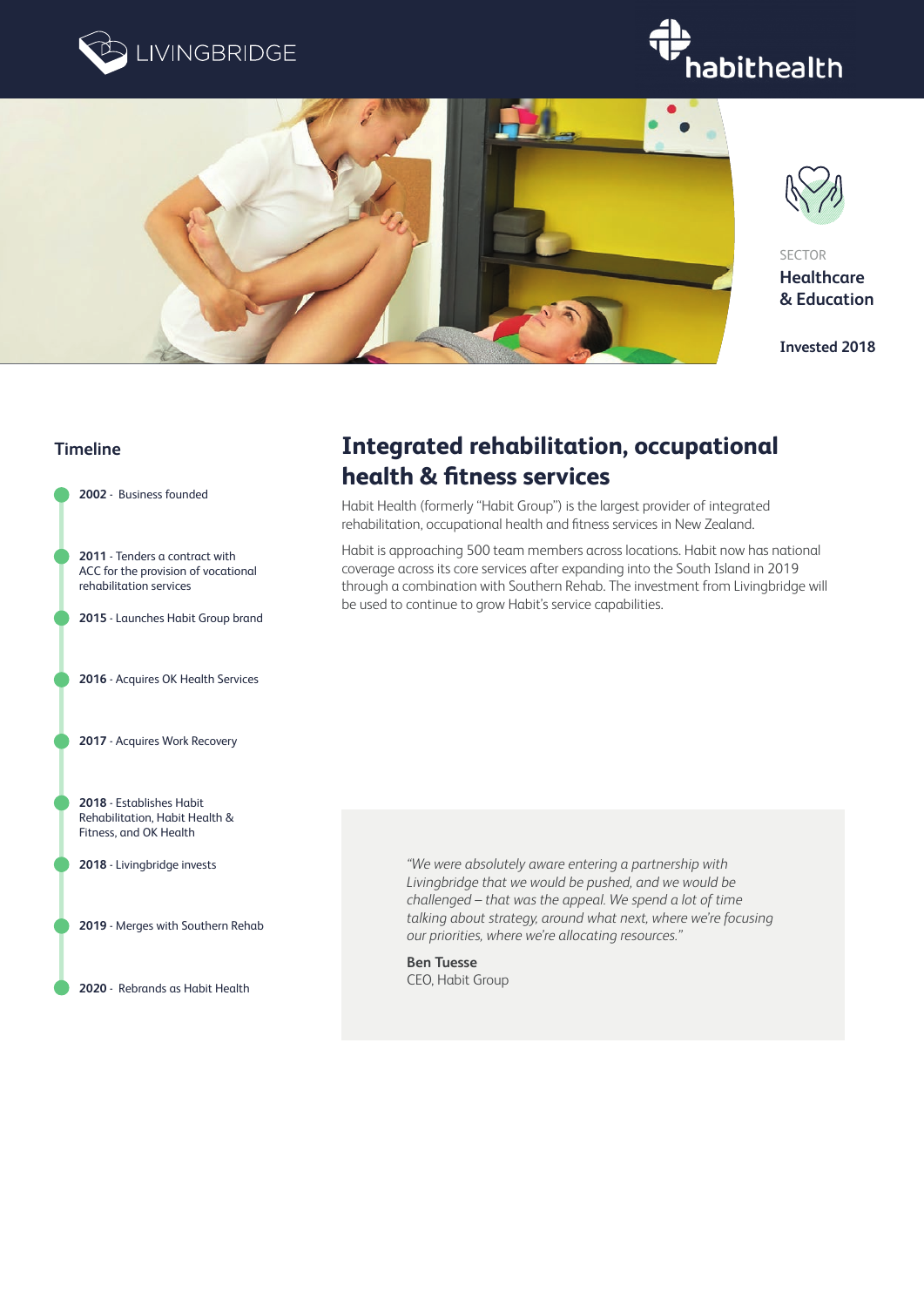LIVINGBRIDGE

habithealth

SECTOR
**Healthcare & Education**

**Invested 2018**

## Integrated rehabilitation, occupational health & fitness services

Habit Health (formerly "Habit Group") is the largest provider of integrated rehabilitation, occupational health and fitness services in New Zealand.

Habit is approaching 500 team members across locations. Habit now has national coverage across its core services after expanding into the South Island in 2019 through a combination with Southern Rehab. The investment from Livingbridge will be used to continue to grow Habit's service capabilities.

### Timeline

- **2002** - Business founded
- **2011** - Tenders a contract with ACC for the provision of vocational rehabilitation services
- **2015** - Launches Habit Group brand
- **2016** - Acquires OK Health Services
- **2017** - Acquires Work Recovery
- **2018** - Establishes Habit Rehabilitation, Habit Health & Fitness, and OK Health
- **2018** - Livingbridge invests
- **2019** - Merges with Southern Rehab
- **2020** - Rebrands as Habit Health

> *"We were absolutely aware entering a partnership with Livingbridge that we would be pushed, and we would be challenged – that was the appeal. We spend a lot of time talking about strategy, around what next, where we're focusing our priorities, where we're allocating resources."*
>
> **Ben Tuesse**
> CEO, Habit Group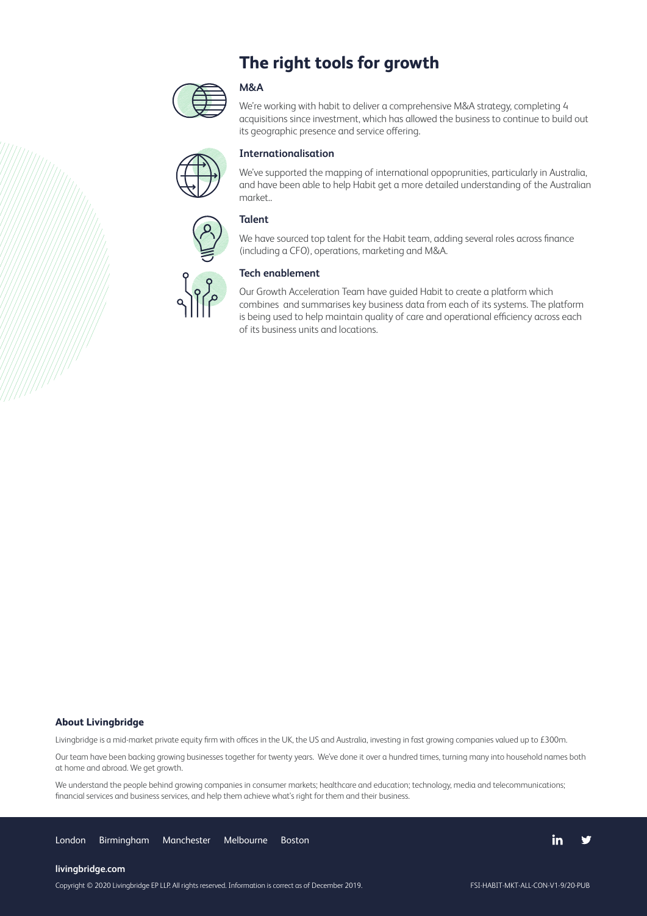## The right tools for growth

### M&A

We're working with habit to deliver a comprehensive M&A strategy, completing 4 acquisitions since investment, which has allowed the business to continue to build out its geographic presence and service offering.

### Internationalisation

We've supported the mapping of international oppoprunities, particularly in Australia, and have been able to help Habit get a more detailed understanding of the Australian market..

### Talent

We have sourced top talent for the Habit team, adding several roles across finance (including a CFO), operations, marketing and M&A.

### Tech enablement

Our Growth Acceleration Team have guided Habit to create a platform which combines and summarises key business data from each of its systems. The platform is being used to help maintain quality of care and operational efficiency across each of its business units and locations.

**About Livingbridge**

Livingbridge is a mid-market private equity firm with offices in the UK, the US and Australia, investing in fast growing companies valued up to £300m.

Our team have been backing growing businesses together for twenty years. We've done it over a hundred times, turning many into household names both at home and abroad. We get growth.

We understand the people behind growing companies in consumer markets; healthcare and education; technology, media and telecommunications; financial services and business services, and help them achieve what's right for them and their business.

London Birmingham Manchester Melbourne Boston

**livingbridge.com**

Copyright © 2020 Livingbridge EP LLP. All rights reserved. Information is correct as of December 2019.

FSI-HABIT-MKT-ALL-CON-V1-9/20-PUB